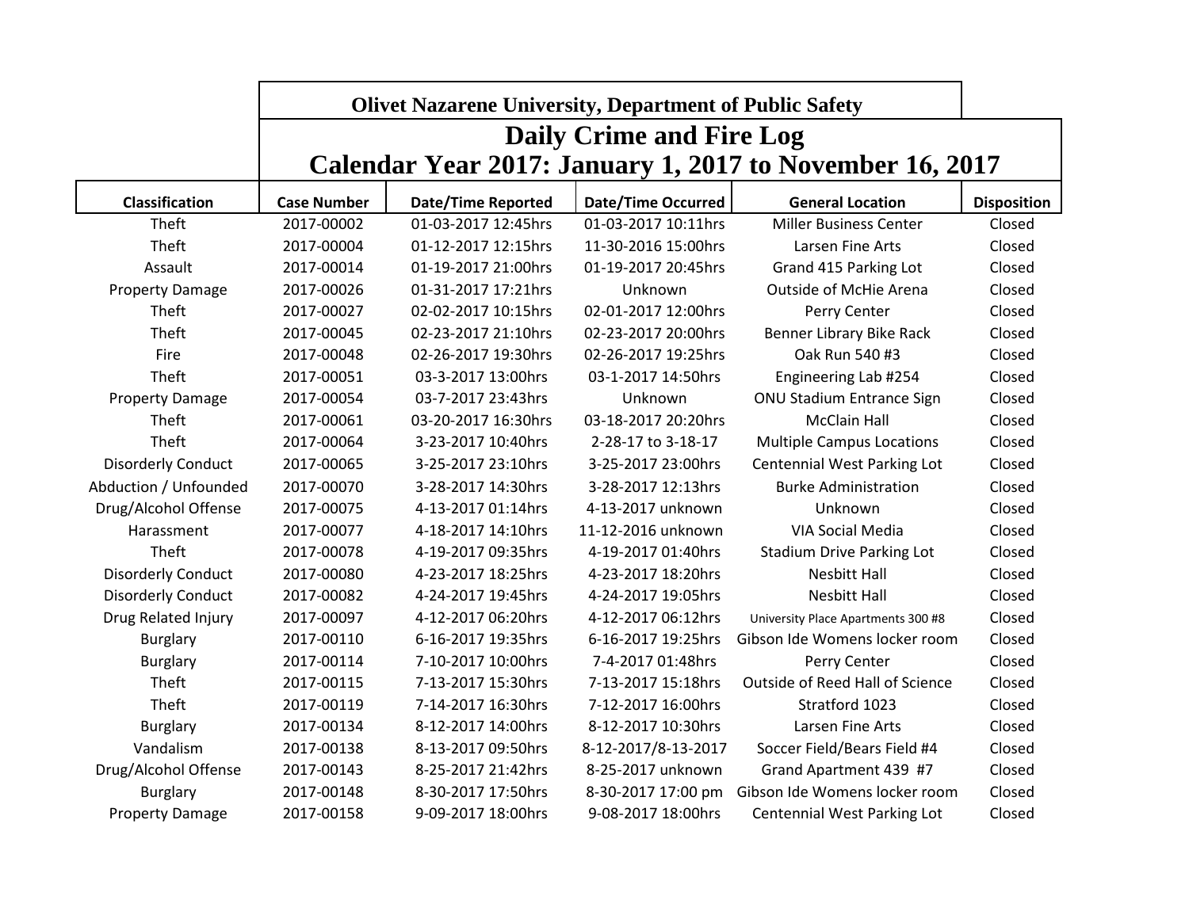## Olivet Nazarene University, Department of Public Safety

# Daily Crime and Fire Log

## Calendar Year 2017: January 1, 2017 to November 16, 2017

| Classification | Case Number | Date/Time Reported | Date/Time Occurred | General Location | Disposition |
|---|---|---|---|---|---|
| Theft | 2017-00002 | 01-03-2017 12:45hrs | 01-03-2017 10:11hrs | Miller Business Center | Closed |
| Theft | 2017-00004 | 01-12-2017 12:15hrs | 11-30-2016 15:00hrs | Larsen Fine Arts | Closed |
| Assault | 2017-00014 | 01-19-2017 21:00hrs | 01-19-2017 20:45hrs | Grand 415 Parking Lot | Closed |
| Property Damage | 2017-00026 | 01-31-2017 17:21hrs | Unknown | Outside of McHie Arena | Closed |
| Theft | 2017-00027 | 02-02-2017 10:15hrs | 02-01-2017 12:00hrs | Perry Center | Closed |
| Theft | 2017-00045 | 02-23-2017 21:10hrs | 02-23-2017 20:00hrs | Benner Library Bike Rack | Closed |
| Fire | 2017-00048 | 02-26-2017 19:30hrs | 02-26-2017 19:25hrs | Oak Run 540 #3 | Closed |
| Theft | 2017-00051 | 03-3-2017 13:00hrs | 03-1-2017 14:50hrs | Engineering Lab #254 | Closed |
| Property Damage | 2017-00054 | 03-7-2017 23:43hrs | Unknown | ONU Stadium Entrance Sign | Closed |
| Theft | 2017-00061 | 03-20-2017 16:30hrs | 03-18-2017 20:20hrs | McClain Hall | Closed |
| Theft | 2017-00064 | 3-23-2017 10:40hrs | 2-28-17 to 3-18-17 | Multiple Campus Locations | Closed |
| Disorderly Conduct | 2017-00065 | 3-25-2017 23:10hrs | 3-25-2017 23:00hrs | Centennial West Parking Lot | Closed |
| Abduction / Unfounded | 2017-00070 | 3-28-2017 14:30hrs | 3-28-2017 12:13hrs | Burke Administration | Closed |
| Drug/Alcohol Offense | 2017-00075 | 4-13-2017 01:14hrs | 4-13-2017 unknown | Unknown | Closed |
| Harassment | 2017-00077 | 4-18-2017 14:10hrs | 11-12-2016 unknown | VIA Social Media | Closed |
| Theft | 2017-00078 | 4-19-2017 09:35hrs | 4-19-2017 01:40hrs | Stadium Drive Parking Lot | Closed |
| Disorderly Conduct | 2017-00080 | 4-23-2017 18:25hrs | 4-23-2017 18:20hrs | Nesbitt Hall | Closed |
| Disorderly Conduct | 2017-00082 | 4-24-2017 19:45hrs | 4-24-2017 19:05hrs | Nesbitt Hall | Closed |
| Drug Related Injury | 2017-00097 | 4-12-2017 06:20hrs | 4-12-2017 06:12hrs | University Place Apartments 300 #8 | Closed |
| Burglary | 2017-00110 | 6-16-2017 19:35hrs | 6-16-2017 19:25hrs | Gibson Ide Womens locker room | Closed |
| Burglary | 2017-00114 | 7-10-2017 10:00hrs | 7-4-2017 01:48hrs | Perry Center | Closed |
| Theft | 2017-00115 | 7-13-2017 15:30hrs | 7-13-2017 15:18hrs | Outside of Reed Hall of Science | Closed |
| Theft | 2017-00119 | 7-14-2017 16:30hrs | 7-12-2017 16:00hrs | Stratford 1023 | Closed |
| Burglary | 2017-00134 | 8-12-2017 14:00hrs | 8-12-2017 10:30hrs | Larsen Fine Arts | Closed |
| Vandalism | 2017-00138 | 8-13-2017 09:50hrs | 8-12-2017/8-13-2017 | Soccer Field/Bears Field #4 | Closed |
| Drug/Alcohol Offense | 2017-00143 | 8-25-2017 21:42hrs | 8-25-2017 unknown | Grand Apartment 439 #7 | Closed |
| Burglary | 2017-00148 | 8-30-2017 17:50hrs | 8-30-2017 17:00 pm | Gibson Ide Womens locker room | Closed |
| Property Damage | 2017-00158 | 9-09-2017 18:00hrs | 9-08-2017 18:00hrs | Centennial West Parking Lot | Closed |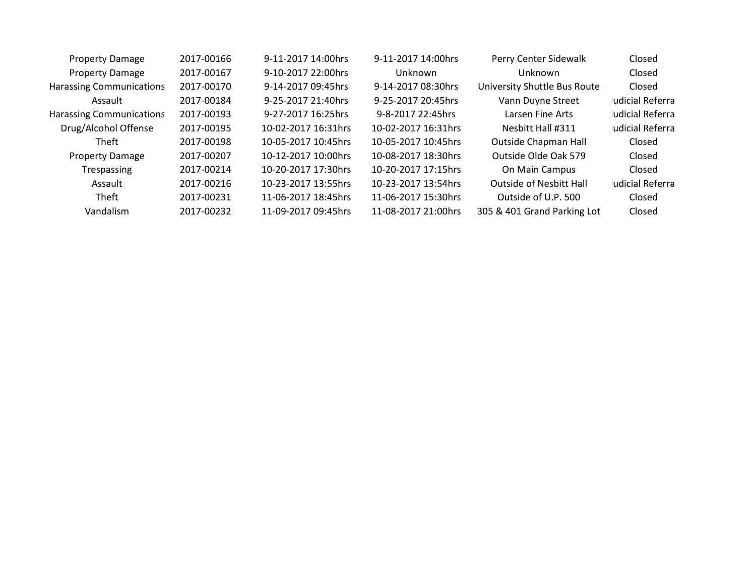| | | | | | |
|---|---|---|---|---|---|
| Property Damage | 2017-00166 | 9-11-2017 14:00hrs | 9-11-2017 14:00hrs | Perry Center Sidewalk | Closed |
| Property Damage | 2017-00167 | 9-10-2017 22:00hrs | Unknown | Unknown | Closed |
| Harassing Communications | 2017-00170 | 9-14-2017 09:45hrs | 9-14-2017 08:30hrs | University Shuttle Bus Route | Closed |
| Assault | 2017-00184 | 9-25-2017 21:40hrs | 9-25-2017 20:45hrs | Vann Duyne Street | Judicial Referra |
| Harassing Communications | 2017-00193 | 9-27-2017 16:25hrs | 9-8-2017 22:45hrs | Larsen Fine Arts | Judicial Referra |
| Drug/Alcohol Offense | 2017-00195 | 10-02-2017 16:31hrs | 10-02-2017 16:31hrs | Nesbitt Hall #311 | Judicial Referra |
| Theft | 2017-00198 | 10-05-2017 10:45hrs | 10-05-2017 10:45hrs | Outside Chapman Hall | Closed |
| Property Damage | 2017-00207 | 10-12-2017 10:00hrs | 10-08-2017 18:30hrs | Outside Olde Oak 579 | Closed |
| Trespassing | 2017-00214 | 10-20-2017 17:30hrs | 10-20-2017 17:15hrs | On Main Campus | Closed |
| Assault | 2017-00216 | 10-23-2017 13:55hrs | 10-23-2017 13:54hrs | Outside of Nesbitt Hall | Judicial Referra |
| Theft | 2017-00231 | 11-06-2017 18:45hrs | 11-06-2017 15:30hrs | Outside of U.P. 500 | Closed |
| Vandalism | 2017-00232 | 11-09-2017 09:45hrs | 11-08-2017 21:00hrs | 305 & 401 Grand Parking Lot | Closed |